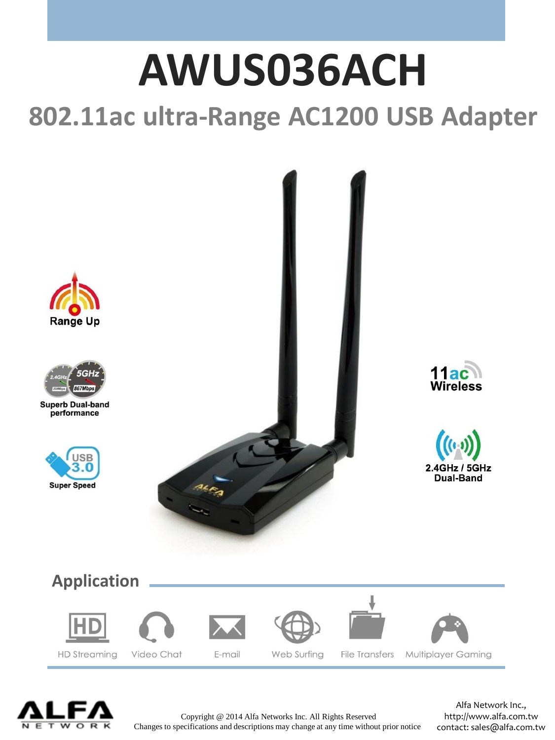# AWUS036ACH

## 802.11ac ultra-Range AC1200 USB Adapter

Range Up

Superb Dual-band performance

USB 3.0 Super Speed

11ac Wireless

2.4GHz / 5GHz Dual-Band

## Application

HD Streaming | Video Chat | E-mail | Web Surfing | File Transfers | Multiplayer Gaming

Copyright @ 2014 Alfa Networks Inc. All Rights Reserved
Changes to specifications and descriptions may change at any time without prior notice

Alfa Network Inc.,
http://www.alfa.com.tw
contact: sales@alfa.com.tw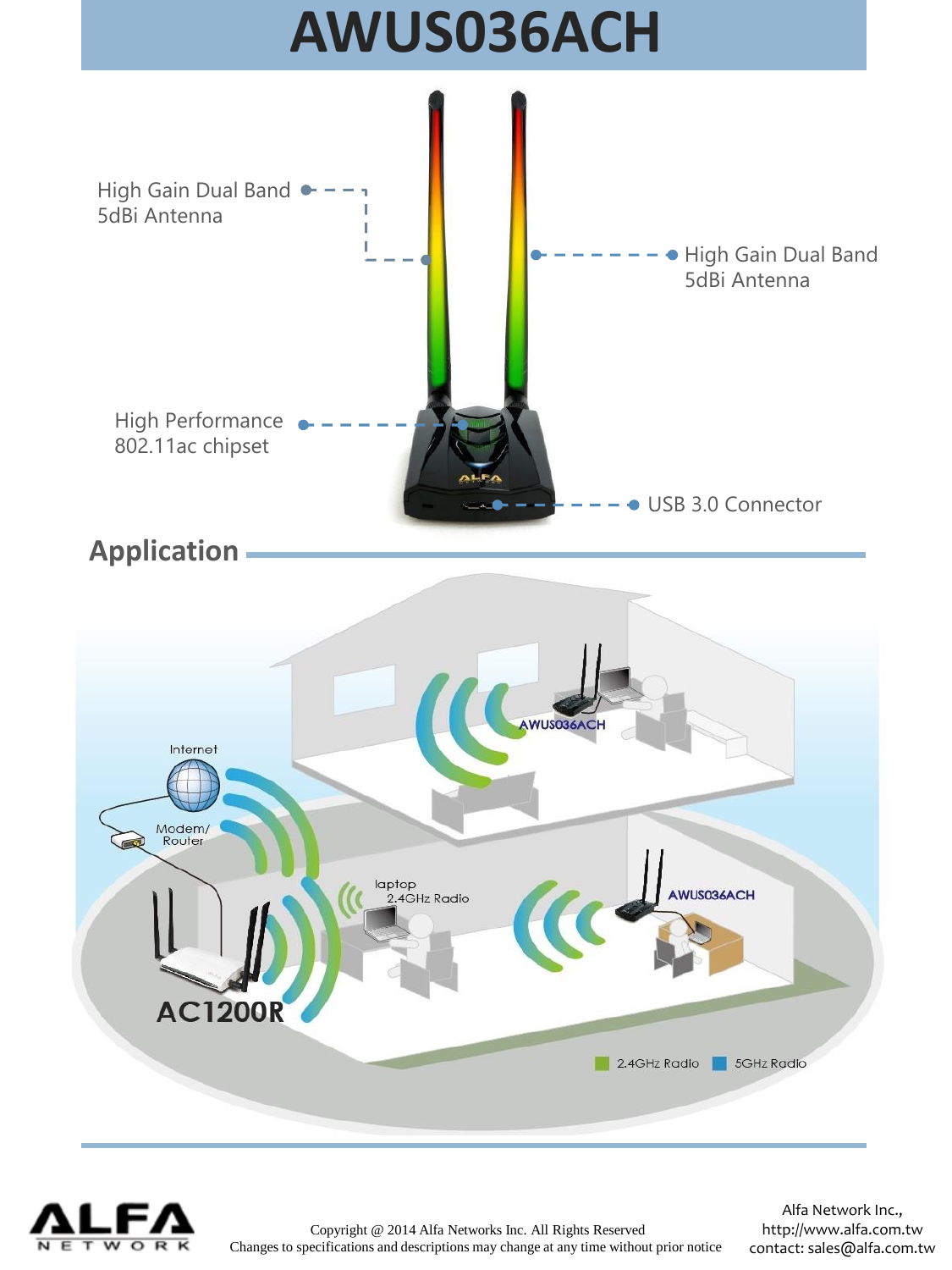# AWUS036ACH

High Gain Dual Band 5dBi Antenna

High Gain Dual Band 5dBi Antenna

High Performance 802.11ac chipset

USB 3.0 Connector

## Application

Internet

Modem/ Router

AC1200R

laptop 2.4GHz Radio

AWUS036ACH

AWUS036ACH

2.4GHz Radio    5GHz Radio

Copyright @ 2014 Alfa Networks Inc. All Rights Reserved
Changes to specifications and descriptions may change at any time without prior notice

Alfa Network Inc.,
http://www.alfa.com.tw
contact: sales@alfa.com.tw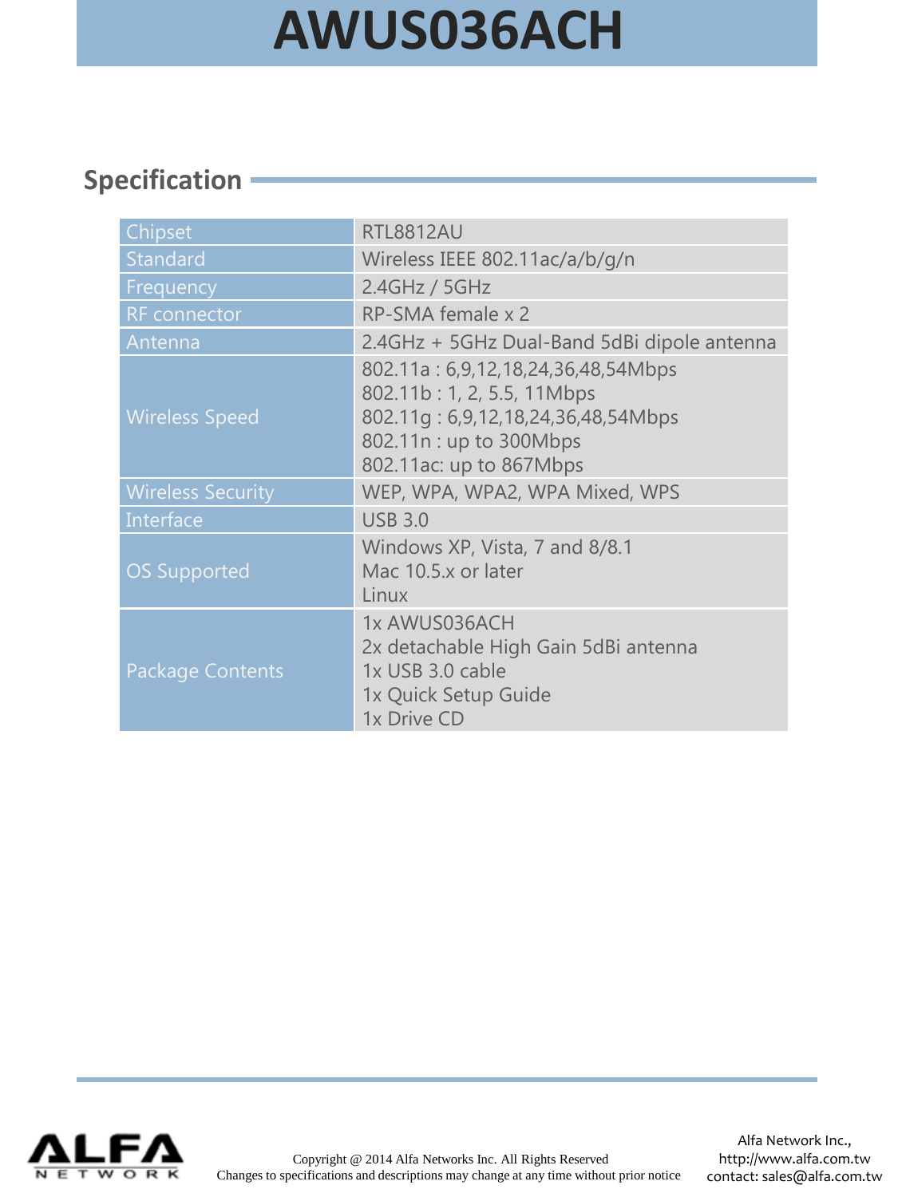# AWUS036ACH

## Specification

| | |
|---|---|
| Chipset | RTL8812AU |
| Standard | Wireless IEEE 802.11ac/a/b/g/n |
| Frequency | 2.4GHz / 5GHz |
| RF connector | RP-SMA female x 2 |
| Antenna | 2.4GHz + 5GHz Dual-Band 5dBi dipole antenna |
| Wireless Speed | 802.11a : 6,9,12,18,24,36,48,54Mbps<br>802.11b : 1, 2, 5.5, 11Mbps<br>802.11g : 6,9,12,18,24,36,48,54Mbps<br>802.11n : up to 300Mbps<br>802.11ac: up to 867Mbps |
| Wireless Security | WEP, WPA, WPA2, WPA Mixed, WPS |
| Interface | USB 3.0 |
| OS Supported | Windows XP, Vista, 7 and 8/8.1<br>Mac 10.5.x or later<br>Linux |
| Package Contents | 1x AWUS036ACH<br>2x detachable High Gain 5dBi antenna<br>1x USB 3.0 cable<br>1x Quick Setup Guide<br>1x Drive CD |

ALFA NETWORK

Copyright @ 2014 Alfa Networks Inc. All Rights Reserved
Changes to specifications and descriptions may change at any time without prior notice

Alfa Network Inc.,
http://www.alfa.com.tw
contact: sales@alfa.com.tw